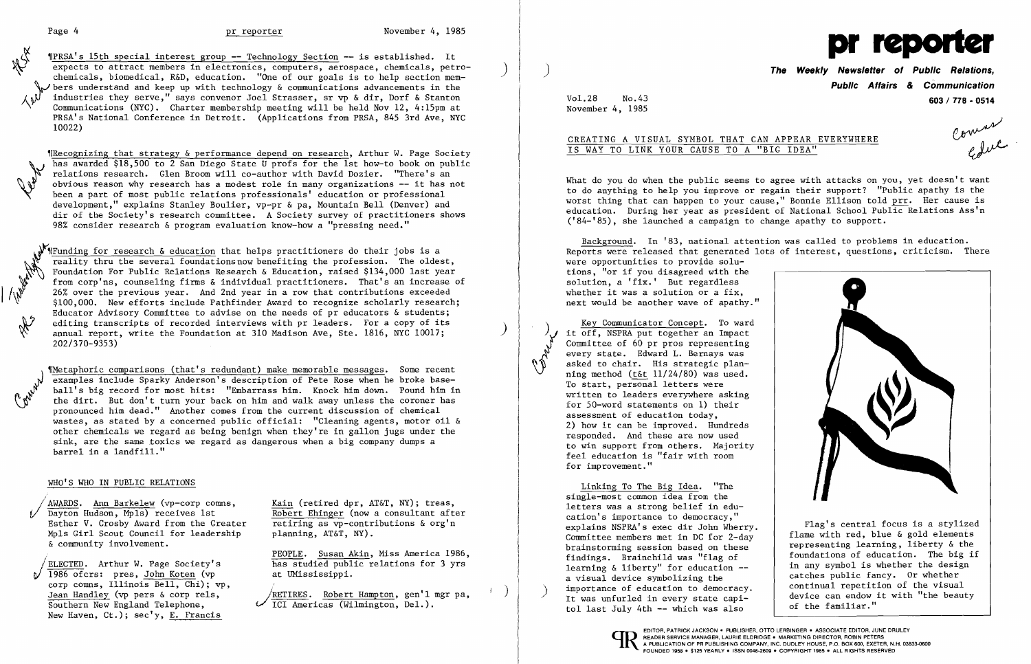¶PRSA's 15th special interest group -- Technology Section -- is established. It expects to attract members in electronics, computers, aerospace, chemicals, petrochemicals, biomedical, R&D, education. "One of our goals is to help section members understand and keep up with technology & communications advancements in the industries they serve," says convenor Joel Strasser, sr vp & dir, Dorf & Stanton Communications (NYC). Charter membership meeting will be held Nov 12, 4:15pm at PRSA's National Conference in Detroit. (Applications from PRSA, 845 3rd Ave, NYC 10022)

¶Recognizing that strategy & performance depend on research, Arthur W. Page Society has awarded $18,500 to 2 San Diego State U profs for the 1st how-to book on public relations research. Glen Broom will co-author with David Dozier. "There's an obvious reason why research has a modest role in many organizations -- it has not been a part of most public relations professionals' education or professional development," explains Stanley Boulier, vp-pr & pa, Mountain Bell (Denver) and dir of the Society's research committee. A Society survey of practitioners shows 98% consider research & program evaluation know-how a "pressing need."

¶Funding for research & education that helps practitioners do their jobs is a reality thru the several foundations now benefiting the profession. The oldest, Foundation For Public Relations Research & Education, raised $134,000 last year from corp'ns, counseling firms & individual practitioners. That's an increase of 26% over the previous year. And 2nd year in a row that contributions exceeded $100,000. New efforts include Pathfinder Award to recognize scholarly research; Educator Advisory Committee to advise on the needs of pr educators & students; editing transcripts of recorded interviews with pr leaders. For a copy of its annual report, write the Foundation at 310 Madison Ave, Ste. 1816, NYC 10017; 202/370-9353)

¶Metaphoric comparisons (that's redundant) make memorable messages. Some recent examples include Sparky Anderson's description of Pete Rose when he broke baseball's big record for most hits: "Embarrass him. Knock him down. Pound him in the dirt. But don't turn your back on him and walk away unless the coroner has pronounced him dead." Another comes from the current discussion of chemical wastes, as stated by a concerned public official: "Cleaning agents, motor oil & other chemicals we regard as being benign when they're in gallon jugs under the sink, are the same toxics we regard as dangerous when a big company dumps a barrel in a landfill."

## WHO'S WHO IN PUBLIC RELATIONS

AWARDS. Ann Barkelew (vp-corp comns, Dayton Hudson, Mpls) receives 1st Esther V. Crosby Award from the Greater Mpls Girl Scout Council for leadership & community involvement.

ELECTED. Arthur W. Page Society's 1986 ofcrs: pres, John Koten (vp corp comns, Illinois Bell, Chi); vp, Jean Handley (vp pers & corp rels, Southern New England Telephone, New Haven, Ct.); sec'y, E. Francis Kain (retired dpr, AT&T, NY); treas, Robert Ehinger (now a consultant after retiring as vp-contributions & org'n planning, AT&T, NY).

PEOPLE. Susan Akin, Miss America 1986, has studied public relations for 3 yrs at UMississippi.

RETIRES. Robert Hampton, gen'l mgr pa, ICI Americas (Wilmington, Del.).

# pr reporter

**The Weekly Newsletter of Public Relations, Public Affairs & Communication**

603 / 778 - 0514

Vol.28 No.43
November 4, 1985

## CREATING A VISUAL SYMBOL THAT CAN APPEAR EVERYWHERE IS WAY TO LINK YOUR CAUSE TO A "BIG IDEA"

What do you do when the public seems to agree with attacks on you, yet doesn't want to do anything to help you improve or regain their support? "Public apathy is the worst thing that can happen to your cause," Bonnie Ellison told prr. Her cause is education. During her year as president of National School Public Relations Ass'n ('84-'85), she launched a campaign to change apathy to support.

Background. In '83, national attention was called to problems in education. Reports were released that generated lots of interest, questions, criticism. There were opportunities to provide solutions, "or if you disagreed with the solution, a 'fix.' But regardless whether it was a solution or a fix, next would be another wave of apathy."

Key Communicator Concept. To ward it off, NSPRA put together an Impact Committee of 60 pr pros representing every state. Edward L. Bernays was asked to chair. His strategic planning method (t&t 11/24/80) was used. To start, personal letters were written to leaders everywhere asking for 50-word statements on 1) their assessment of education today, 2) how it can be improved. Hundreds responded. And these are now used to win support from others. Majority feel education is "fair with room for improvement."

Linking To The Big Idea. "The single-most common idea from the letters was a strong belief in education's importance to democracy," explains NSPRA's exec dir John Wherry. Committee members met in DC for 2-day brainstorming session based on these findings. Brainchild was "flag of learning & liberty" for education -- a visual device symbolizing the importance of education to democracy. It was unfurled in every state capitol last July 4th -- which was also

Flag's central focus is a stylized flame with red, blue & gold elements representing learning, liberty & the foundations of education. The big if in any symbol is whether the design catches public fancy. Or whether continual repetition of the visual device can endow it with "the beauty of the familiar."

EDITOR, PATRICK JACKSON • PUBLISHER, OTTO LERBINGER • ASSOCIATE EDITOR, JUNE DRULEY
READER SERVICE MANAGER, LAURIE ELDRIDGE • MARKETING DIRECTOR, ROBIN PETERS
A PUBLICATION OF PR PUBLISHING COMPANY, INC. DUDLEY HOUSE, P.O. BOX 600, EXETER, N.H. 03833-0600
FOUNDED 1958 • $125 YEARLY • ISSN 0048-2609 • COPYRIGHT 1985 • ALL RIGHTS RESERVED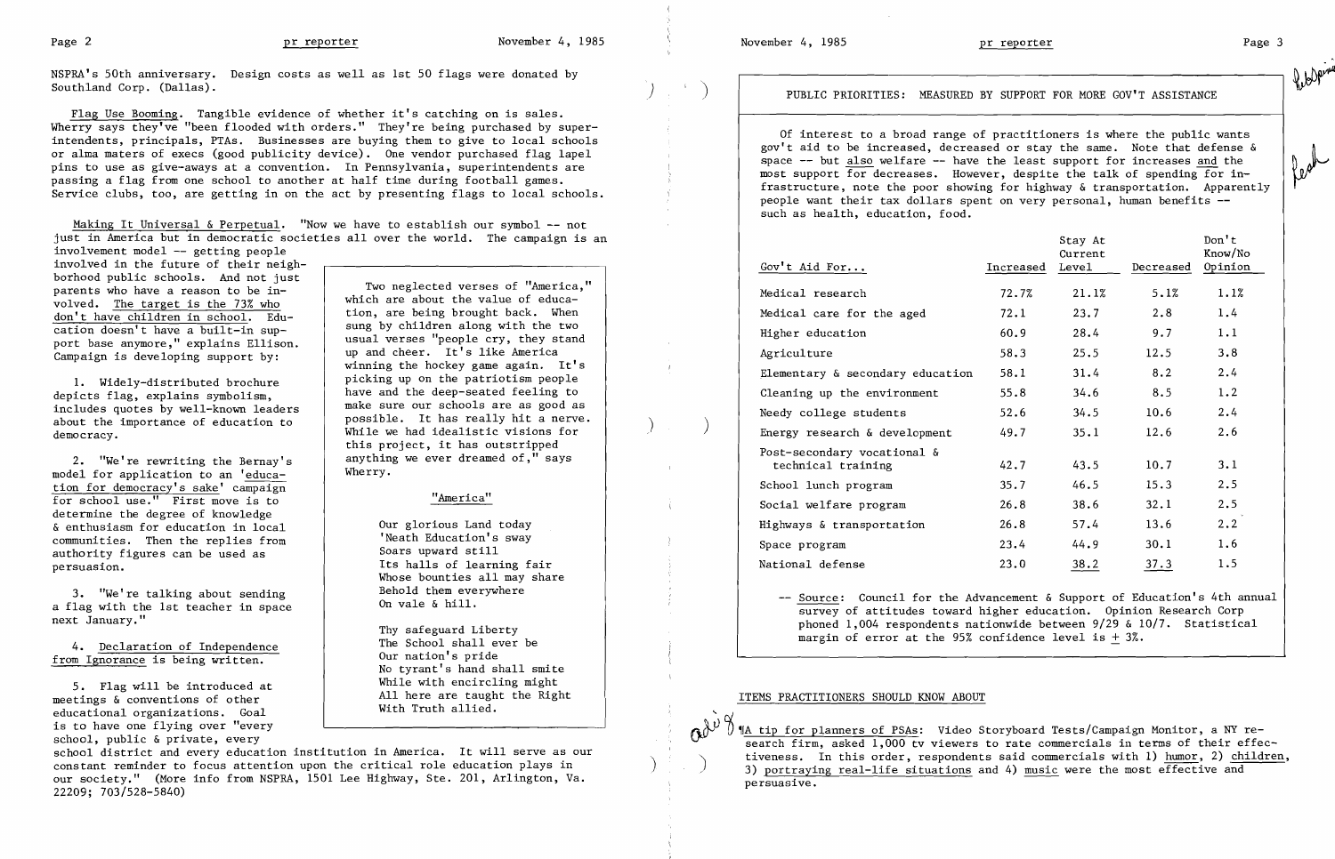NSPRA's 50th anniversary. Design costs as well as 1st 50 flags were donated by Southland Corp. (Dallas).

Flag Use Booming. Tangible evidence of whether it's catching on is sales. Wherry says they've "been flooded with orders." They're being purchased by superintendents, principals, PTAs. Businesses are buying them to give to local schools or alma maters of execs (good publicity device). One vendor purchased flag lapel pins to use as give-aways at a convention. In Pennsylvania, superintendents are passing a flag from one school to another at half time during football games. Service clubs, too, are getting in on the act by presenting flags to local schools.

Making It Universal & Perpetual. "Now we have to establish our symbol -- not just in America but in democratic societies all over the world. The campaign is an involvement model -- getting people involved in the future of their neighborhood public schools. And not just parents who have a reason to be involved. The target is the 73% who don't have children in school. Education doesn't have a built-in support base anymore," explains Ellison. Campaign is developing support by:

1. Widely-distributed brochure depicts flag, explains symbolism, includes quotes by well-known leaders about the importance of education to democracy.

2. "We're rewriting the Bernay's model for application to an 'education for democracy's sake' campaign for school use." First move is to determine the degree of knowledge & enthusiasm for education in local communities. Then the replies from authority figures can be used as persuasion.

3. "We're talking about sending a flag with the 1st teacher in space next January."

4. Declaration of Independence from Ignorance is being written.

5. Flag will be introduced at meetings & conventions of other educational organizations. Goal is to have one flying over "every school, public & private, every school district and every education institution in America. It will serve as our constant reminder to focus attention upon the critical role education plays in our society." (More info from NSPRA, 1501 Lee Highway, Ste. 201, Arlington, Va. 22209; 703/528-5840)

Two neglected verses of "America," which are about the value of education, are being brought back. When sung by children along with the two usual verses "people cry, they stand up and cheer. It's like America winning the hockey game again. It's picking up on the patriotism people have and the deep-seated feeling to make sure our schools are as good as possible. It has really hit a nerve. While we had idealistic visions for this project, it has outstripped anything we ever dreamed of," says Wherry.

"America"

Our glorious Land today
'Neath Education's sway
Soars upward still
Its halls of learning fair
Whose bounties all may share
Behold them everywhere
On vale & hill.

Thy safeguard Liberty
The School shall ever be
Our nation's pride
No tyrant's hand shall smite
While with encircling might
All here are taught the Right
With Truth allied.

## PUBLIC PRIORITIES: MEASURED BY SUPPORT FOR MORE GOV'T ASSISTANCE

Of interest to a broad range of practitioners is where the public wants gov't aid to be increased, decreased or stay the same. Note that defense & space -- but also welfare -- have the least support for increases and the most support for decreases. However, despite the talk of spending for infrastructure, note the poor showing for highway & transportation. Apparently people want their tax dollars spent on very personal, human benefits -- such as health, education, food.

| Gov't Aid For... | Increased | Stay At Current Level | Decreased | Don't Know/No Opinion |
|---|---|---|---|---|
| Medical research | 72.7% | 21.1% | 5.1% | 1.1% |
| Medical care for the aged | 72.1 | 23.7 | 2.8 | 1.4 |
| Higher education | 60.9 | 28.4 | 9.7 | 1.1 |
| Agriculture | 58.3 | 25.5 | 12.5 | 3.8 |
| Elementary & secondary education | 58.1 | 31.4 | 8.2 | 2.4 |
| Cleaning up the environment | 55.8 | 34.6 | 8.5 | 1.2 |
| Needy college students | 52.6 | 34.5 | 10.6 | 2.4 |
| Energy research & development | 49.7 | 35.1 | 12.6 | 2.6 |
| Post-secondary vocational & technical training | 42.7 | 43.5 | 10.7 | 3.1 |
| School lunch program | 35.7 | 46.5 | 15.3 | 2.5 |
| Social welfare program | 26.8 | 38.6 | 32.1 | 2.5 |
| Highways & transportation | 26.8 | 57.4 | 13.6 | 2.2 |
| Space program | 23.4 | 44.9 | 30.1 | 1.6 |
| National defense | 23.0 | 38.2 | 37.3 | 1.5 |

-- Source: Council for the Advancement & Support of Education's 4th annual survey of attitudes toward higher education. Opinion Research Corp phoned 1,004 respondents nationwide between 9/29 & 10/7. Statistical margin of error at the 95% confidence level is ± 3%.

## ITEMS PRACTITIONERS SHOULD KNOW ABOUT

¶A tip for planners of PSAs: Video Storyboard Tests/Campaign Monitor, a NY research firm, asked 1,000 tv viewers to rate commercials in terms of their effectiveness. In this order, respondents said commercials with 1) humor, 2) children, 3) portraying real-life situations and 4) music were the most effective and persuasive.